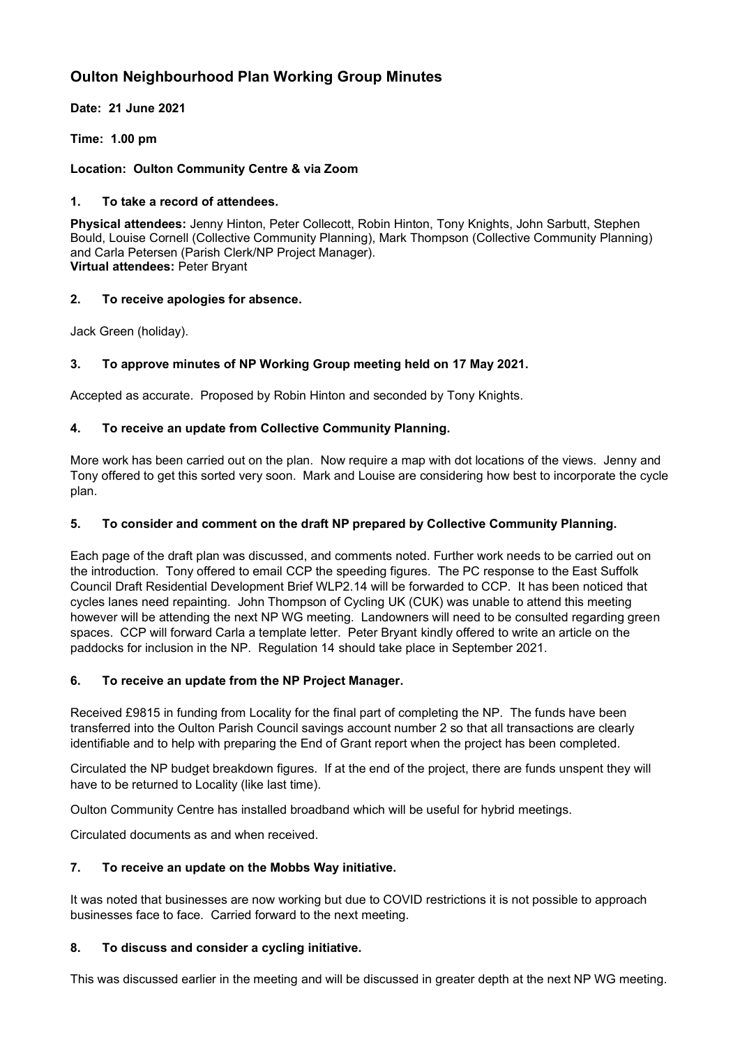# Oulton Neighbourhood Plan Working Group Minutes

**Date: 21 June 2021**

**Time: 1.00 pm**

**Location: Oulton Community Centre & via Zoom**

## 1. To take a record of attendees.

**Physical attendees:** Jenny Hinton, Peter Collecott, Robin Hinton, Tony Knights, John Sarbutt, Stephen Bould, Louise Cornell (Collective Community Planning), Mark Thompson (Collective Community Planning) and Carla Petersen (Parish Clerk/NP Project Manager).
**Virtual attendees:** Peter Bryant

## 2. To receive apologies for absence.

Jack Green (holiday).

## 3. To approve minutes of NP Working Group meeting held on 17 May 2021.

Accepted as accurate. Proposed by Robin Hinton and seconded by Tony Knights.

## 4. To receive an update from Collective Community Planning.

More work has been carried out on the plan. Now require a map with dot locations of the views. Jenny and Tony offered to get this sorted very soon. Mark and Louise are considering how best to incorporate the cycle plan.

## 5. To consider and comment on the draft NP prepared by Collective Community Planning.

Each page of the draft plan was discussed, and comments noted. Further work needs to be carried out on the introduction. Tony offered to email CCP the speeding figures. The PC response to the East Suffolk Council Draft Residential Development Brief WLP2.14 will be forwarded to CCP. It has been noticed that cycles lanes need repainting. John Thompson of Cycling UK (CUK) was unable to attend this meeting however will be attending the next NP WG meeting. Landowners will need to be consulted regarding green spaces. CCP will forward Carla a template letter. Peter Bryant kindly offered to write an article on the paddocks for inclusion in the NP. Regulation 14 should take place in September 2021.

## 6. To receive an update from the NP Project Manager.

Received £9815 in funding from Locality for the final part of completing the NP. The funds have been transferred into the Oulton Parish Council savings account number 2 so that all transactions are clearly identifiable and to help with preparing the End of Grant report when the project has been completed.

Circulated the NP budget breakdown figures. If at the end of the project, there are funds unspent they will have to be returned to Locality (like last time).

Oulton Community Centre has installed broadband which will be useful for hybrid meetings.

Circulated documents as and when received.

## 7. To receive an update on the Mobbs Way initiative.

It was noted that businesses are now working but due to COVID restrictions it is not possible to approach businesses face to face. Carried forward to the next meeting.

## 8. To discuss and consider a cycling initiative.

This was discussed earlier in the meeting and will be discussed in greater depth at the next NP WG meeting.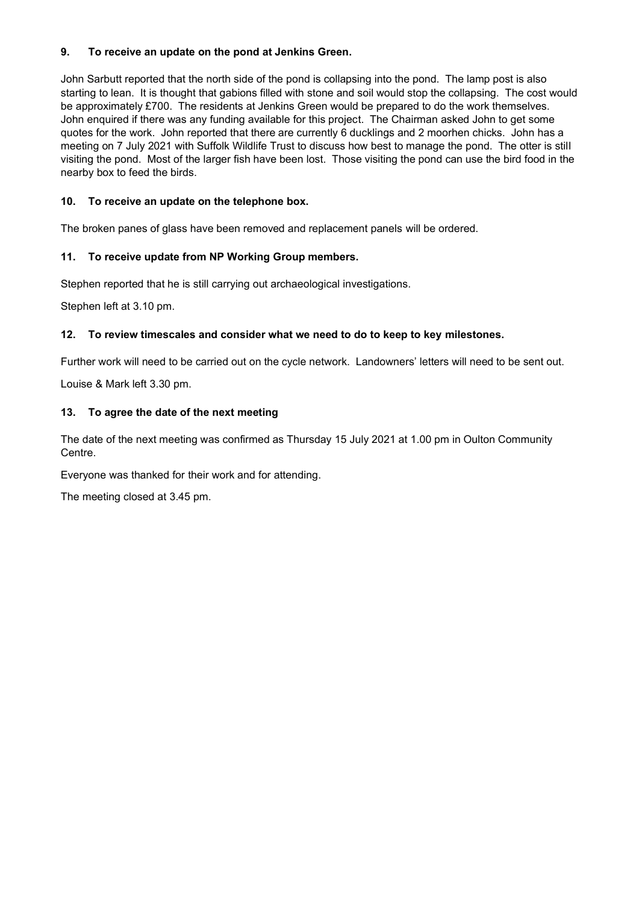### 9. To receive an update on the pond at Jenkins Green.

John Sarbutt reported that the north side of the pond is collapsing into the pond. The lamp post is also starting to lean. It is thought that gabions filled with stone and soil would stop the collapsing. The cost would be approximately £700. The residents at Jenkins Green would be prepared to do the work themselves. John enquired if there was any funding available for this project. The Chairman asked John to get some quotes for the work. John reported that there are currently 6 ducklings and 2 moorhen chicks. John has a meeting on 7 July 2021 with Suffolk Wildlife Trust to discuss how best to manage the pond. The otter is still visiting the pond. Most of the larger fish have been lost. Those visiting the pond can use the bird food in the nearby box to feed the birds.

### 10. To receive an update on the telephone box.

The broken panes of glass have been removed and replacement panels will be ordered.

### 11. To receive update from NP Working Group members.

Stephen reported that he is still carrying out archaeological investigations.

Stephen left at 3.10 pm.

### 12. To review timescales and consider what we need to do to keep to key milestones.

Further work will need to be carried out on the cycle network. Landowners' letters will need to be sent out.

Louise & Mark left 3.30 pm.

### 13. To agree the date of the next meeting

The date of the next meeting was confirmed as Thursday 15 July 2021 at 1.00 pm in Oulton Community Centre.

Everyone was thanked for their work and for attending.

The meeting closed at 3.45 pm.